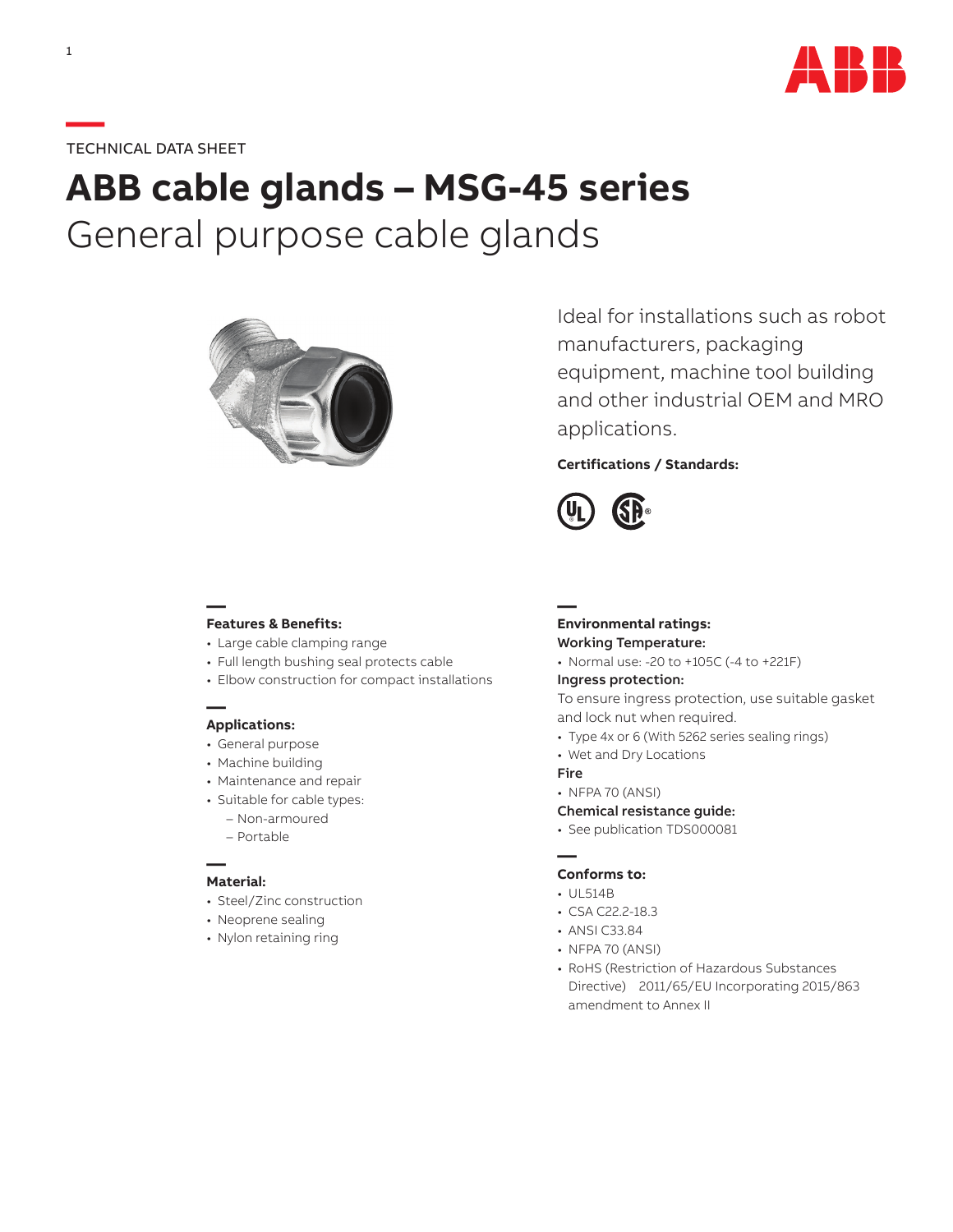TECHNICAL DATA SHEET

# ABB cable glands – MSG-45 series

## General purpose cable glands

Ideal for installations such as robot manufacturers, packaging equipment, machine tool building and other industrial OEM and MRO applications.

**Certifications / Standards:**

### Features & Benefits:

- Large cable clamping range
- Full length bushing seal protects cable
- Elbow construction for compact installations

### Applications:

- General purpose
- Machine building
- Maintenance and repair
- Suitable for cable types:
  - Non-armoured
  - Portable

### Material:

- Steel/Zinc construction
- Neoprene sealing
- Nylon retaining ring

### Environmental ratings:

**Working Temperature:**

- Normal use: -20 to +105C (-4 to +221F)

**Ingress protection:**

To ensure ingress protection, use suitable gasket and lock nut when required.

- Type 4x or 6 (With 5262 series sealing rings)
- Wet and Dry Locations

**Fire**

- NFPA 70 (ANSI)

**Chemical resistance guide:**

- See publication TDS000081

### Conforms to:

- UL514B
- CSA C22.2-18.3
- ANSI C33.84
- NFPA 70 (ANSI)
- RoHS (Restriction of Hazardous Substances Directive) 2011/65/EU Incorporating 2015/863 amendment to Annex II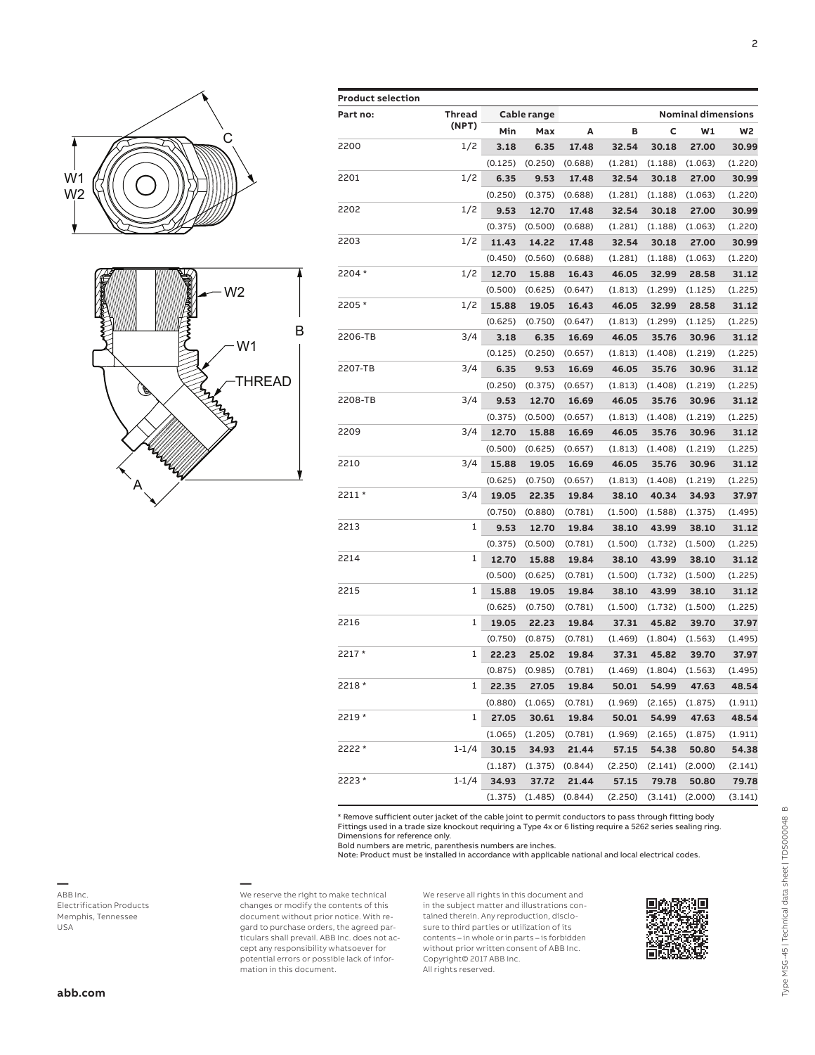**Product selection**

| Part no: | Thread (NPT) | Cable range | | Nominal dimensions | | | | |
|---|---|---|---|---|---|---|---|---|
| | | Min | Max | A | B | C | W1 | W2 |
| 2200 | 1/2 | **3.18** | **6.35** | **17.48** | **32.54** | **30.18** | **27.00** | **30.99** |
| | | (0.125) | (0.250) | (0.688) | (1.281) | (1.188) | (1.063) | (1.220) |
| 2201 | 1/2 | **6.35** | **9.53** | **17.48** | **32.54** | **30.18** | **27.00** | **30.99** |
| | | (0.250) | (0.375) | (0.688) | (1.281) | (1.188) | (1.063) | (1.220) |
| 2202 | 1/2 | **9.53** | **12.70** | **17.48** | **32.54** | **30.18** | **27.00** | **30.99** |
| | | (0.375) | (0.500) | (0.688) | (1.281) | (1.188) | (1.063) | (1.220) |
| 2203 | 1/2 | **11.43** | **14.22** | **17.48** | **32.54** | **30.18** | **27.00** | **30.99** |
| | | (0.450) | (0.560) | (0.688) | (1.281) | (1.188) | (1.063) | (1.220) |
| 2204 * | 1/2 | **12.70** | **15.88** | **16.43** | **46.05** | **32.99** | **28.58** | **31.12** |
| | | (0.500) | (0.625) | (0.647) | (1.813) | (1.299) | (1.125) | (1.225) |
| 2205 * | 1/2 | **15.88** | **19.05** | **16.43** | **46.05** | **32.99** | **28.58** | **31.12** |
| | | (0.625) | (0.750) | (0.647) | (1.813) | (1.299) | (1.125) | (1.225) |
| 2206-TB | 3/4 | **3.18** | **6.35** | **16.69** | **46.05** | **35.76** | **30.96** | **31.12** |
| | | (0.125) | (0.250) | (0.657) | (1.813) | (1.408) | (1.219) | (1.225) |
| 2207-TB | 3/4 | **6.35** | **9.53** | **16.69** | **46.05** | **35.76** | **30.96** | **31.12** |
| | | (0.250) | (0.375) | (0.657) | (1.813) | (1.408) | (1.219) | (1.225) |
| 2208-TB | 3/4 | **9.53** | **12.70** | **16.69** | **46.05** | **35.76** | **30.96** | **31.12** |
| | | (0.375) | (0.500) | (0.657) | (1.813) | (1.408) | (1.219) | (1.225) |
| 2209 | 3/4 | **12.70** | **15.88** | **16.69** | **46.05** | **35.76** | **30.96** | **31.12** |
| | | (0.500) | (0.625) | (0.657) | (1.813) | (1.408) | (1.219) | (1.225) |
| 2210 | 3/4 | **15.88** | **19.05** | **16.69** | **46.05** | **35.76** | **30.96** | **31.12** |
| | | (0.625) | (0.750) | (0.657) | (1.813) | (1.408) | (1.219) | (1.225) |
| 2211 * | 3/4 | **19.05** | **22.35** | **19.84** | **38.10** | **40.34** | **34.93** | **37.97** |
| | | (0.750) | (0.880) | (0.781) | (1.500) | (1.588) | (1.375) | (1.495) |
| 2213 | 1 | **9.53** | **12.70** | **19.84** | **38.10** | **43.99** | **38.10** | **31.12** |
| | | (0.375) | (0.500) | (0.781) | (1.500) | (1.732) | (1.500) | (1.225) |
| 2214 | 1 | **12.70** | **15.88** | **19.84** | **38.10** | **43.99** | **38.10** | **31.12** |
| | | (0.500) | (0.625) | (0.781) | (1.500) | (1.732) | (1.500) | (1.225) |
| 2215 | 1 | **15.88** | **19.05** | **19.84** | **38.10** | **43.99** | **38.10** | **31.12** |
| | | (0.625) | (0.750) | (0.781) | (1.500) | (1.732) | (1.500) | (1.225) |
| 2216 | 1 | **19.05** | **22.23** | **19.84** | **37.31** | **45.82** | **39.70** | **37.97** |
| | | (0.750) | (0.875) | (0.781) | (1.469) | (1.804) | (1.563) | (1.495) |
| 2217 * | 1 | **22.23** | **25.02** | **19.84** | **37.31** | **45.82** | **39.70** | **37.97** |
| | | (0.875) | (0.985) | (0.781) | (1.469) | (1.804) | (1.563) | (1.495) |
| 2218 * | 1 | **22.35** | **27.05** | **19.84** | **50.01** | **54.99** | **47.63** | **48.54** |
| | | (0.880) | (1.065) | (0.781) | (1.969) | (2.165) | (1.875) | (1.911) |
| 2219 * | 1 | **27.05** | **30.61** | **19.84** | **50.01** | **54.99** | **47.63** | **48.54** |
| | | (1.065) | (1.205) | (0.781) | (1.969) | (2.165) | (1.875) | (1.911) |
| 2222 * | 1-1/4 | **30.15** | **34.93** | **21.44** | **57.15** | **54.38** | **50.80** | **54.38** |
| | | (1.187) | (1.375) | (0.844) | (2.250) | (2.141) | (2.000) | (2.141) |
| 2223 * | 1-1/4 | **34.93** | **37.72** | **21.44** | **57.15** | **79.78** | **50.80** | **79.78** |
| | | (1.375) | (1.485) | (0.844) | (2.250) | (3.141) | (2.000) | (3.141) |

\* Remove sufficient outer jacket of the cable joint to permit conductors to pass through fitting body
Fittings used in a trade size knockout requiring a Type 4x or 6 listing require a 5262 series sealing ring.
Dimensions for reference only.
Bold numbers are metric, parenthesis numbers are inches.
Note: Product must be installed in accordance with applicable national and local electrical codes.

C
W1
W2
B
W2
W1
THREAD
A

ABB Inc.
Electrification Products
Memphis, Tennessee
USA

We reserve the right to make technical changes or modify the contents of this document without prior notice. With regard to purchase orders, the agreed particulars shall prevail. ABB Inc. does not accept any responsibility whatsoever for potential errors or possible lack of information in this document.

We reserve all rights in this document and in the subject matter and illustrations contained therein. Any reproduction, disclosure to third parties or utilization of its contents – in whole or in parts – is forbidden without prior written consent of ABB Inc.
Copyright© 2017 ABB Inc.
All rights reserved.

abb.com

Type MSG-45 | Technical data sheet | TDS000048 B